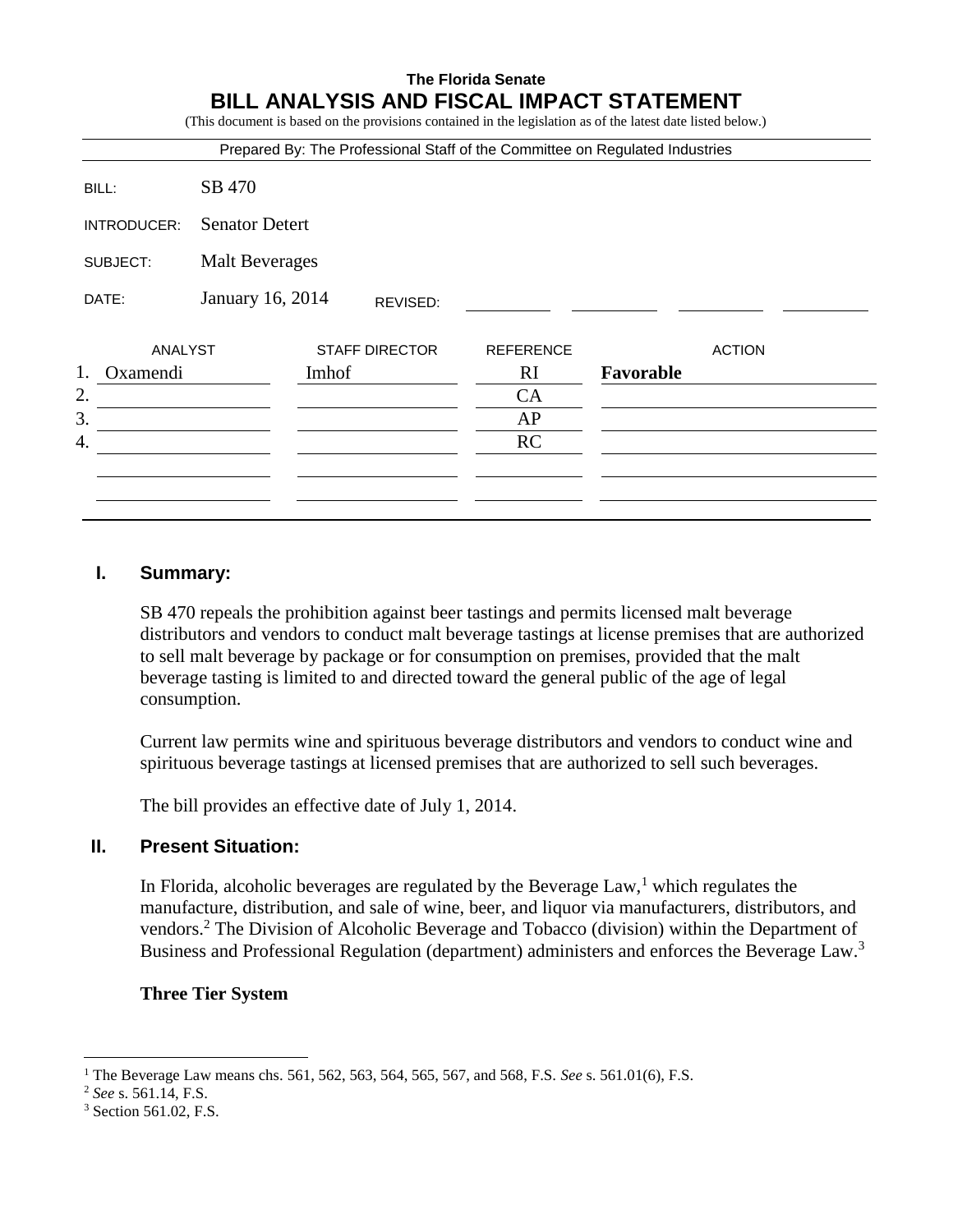**The Florida Senate**

# BILL ANALYSIS AND FISCAL IMPACT STATEMENT

(This document is based on the provisions contained in the legislation as of the latest date listed below.)

Prepared By: The Professional Staff of the Committee on Regulated Industries

BILL: SB 470

INTRODUCER: Senator Detert

SUBJECT: Malt Beverages

DATE: January 16, 2014 REVISED:

| | ANALYST | STAFF DIRECTOR | REFERENCE | ACTION |
|---|---|---|---|---|
| 1. | Oxamendi | Imhof | RI | **Favorable** |
| 2. | | | CA | |
| 3. | | | AP | |
| 4. | | | RC | |

## I. Summary:

SB 470 repeals the prohibition against beer tastings and permits licensed malt beverage distributors and vendors to conduct malt beverage tastings at license premises that are authorized to sell malt beverage by package or for consumption on premises, provided that the malt beverage tasting is limited to and directed toward the general public of the age of legal consumption.

Current law permits wine and spirituous beverage distributors and vendors to conduct wine and spirituous beverage tastings at licensed premises that are authorized to sell such beverages.

The bill provides an effective date of July 1, 2014.

## II. Present Situation:

In Florida, alcoholic beverages are regulated by the Beverage Law,[1] which regulates the manufacture, distribution, and sale of wine, beer, and liquor via manufacturers, distributors, and vendors.[2] The Division of Alcoholic Beverage and Tobacco (division) within the Department of Business and Professional Regulation (department) administers and enforces the Beverage Law.[3]

### Three Tier System

---

[1] The Beverage Law means chs. 561, 562, 563, 564, 565, 567, and 568, F.S. *See* s. 561.01(6), F.S.

[2] *See* s. 561.14, F.S.

[3] Section 561.02, F.S.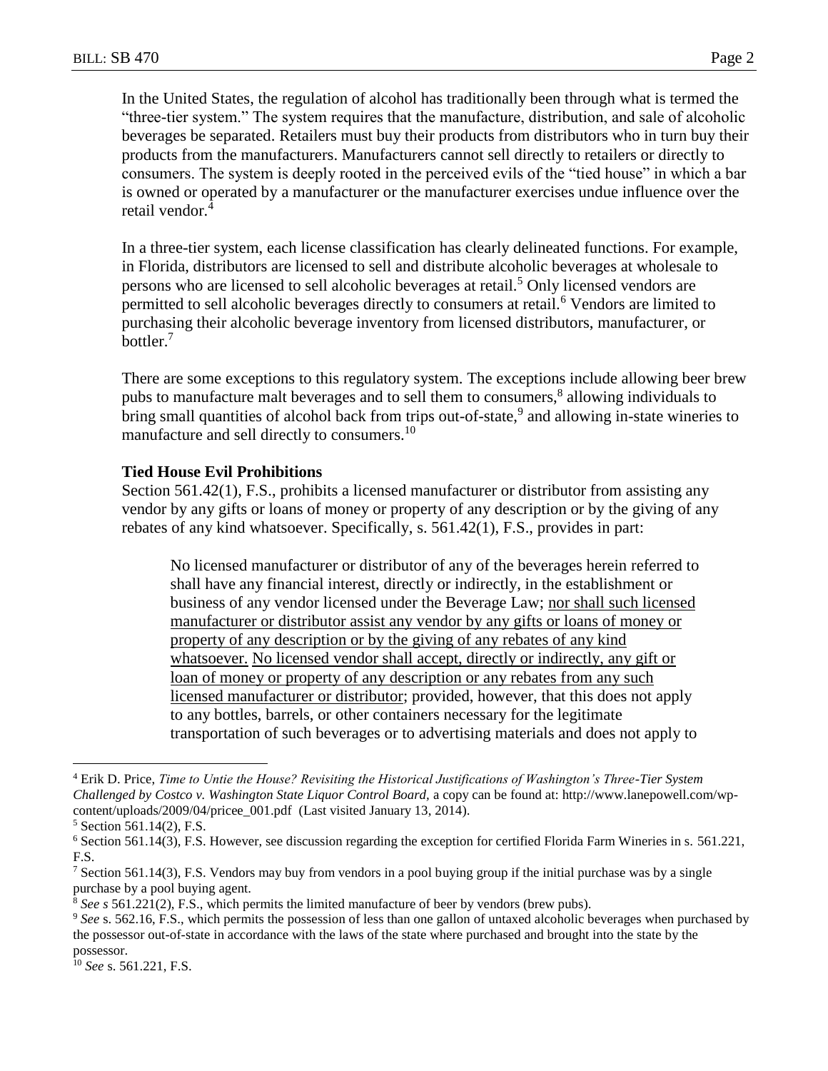In the United States, the regulation of alcohol has traditionally been through what is termed the "three-tier system." The system requires that the manufacture, distribution, and sale of alcoholic beverages be separated. Retailers must buy their products from distributors who in turn buy their products from the manufacturers. Manufacturers cannot sell directly to retailers or directly to consumers. The system is deeply rooted in the perceived evils of the "tied house" in which a bar is owned or operated by a manufacturer or the manufacturer exercises undue influence over the retail vendor.[4]

In a three-tier system, each license classification has clearly delineated functions. For example, in Florida, distributors are licensed to sell and distribute alcoholic beverages at wholesale to persons who are licensed to sell alcoholic beverages at retail.[5] Only licensed vendors are permitted to sell alcoholic beverages directly to consumers at retail.[6] Vendors are limited to purchasing their alcoholic beverage inventory from licensed distributors, manufacturer, or bottler.[7]

There are some exceptions to this regulatory system. The exceptions include allowing beer brew pubs to manufacture malt beverages and to sell them to consumers,[8] allowing individuals to bring small quantities of alcohol back from trips out-of-state,[9] and allowing in-state wineries to manufacture and sell directly to consumers.[10]

**Tied House Evil Prohibitions**

Section 561.42(1), F.S., prohibits a licensed manufacturer or distributor from assisting any vendor by any gifts or loans of money or property of any description or by the giving of any rebates of any kind whatsoever. Specifically, s. 561.42(1), F.S., provides in part:

> No licensed manufacturer or distributor of any of the beverages herein referred to shall have any financial interest, directly or indirectly, in the establishment or business of any vendor licensed under the Beverage Law; <u>nor shall such licensed manufacturer or distributor assist any vendor by any gifts or loans of money or property of any description or by the giving of any rebates of any kind whatsoever.</u> <u>No licensed vendor shall accept, directly or indirectly, any gift or loan of money or property of any description or any rebates from any such licensed manufacturer or distributor</u>; provided, however, that this does not apply to any bottles, barrels, or other containers necessary for the legitimate transportation of such beverages or to advertising materials and does not apply to

---

[4] Erik D. Price, *Time to Untie the House? Revisiting the Historical Justifications of Washington's Three-Tier System Challenged by Costco v. Washington State Liquor Control Board*, a copy can be found at: http://www.lanepowell.com/wp-content/uploads/2009/04/pricee_001.pdf (Last visited January 13, 2014).

[5] Section 561.14(2), F.S.

[6] Section 561.14(3), F.S. However, see discussion regarding the exception for certified Florida Farm Wineries in s. 561.221, F.S.

[7] Section 561.14(3), F.S. Vendors may buy from vendors in a pool buying group if the initial purchase was by a single purchase by a pool buying agent.

[8] *See s* 561.221(2), F.S., which permits the limited manufacture of beer by vendors (brew pubs).

[9] *See* s. 562.16, F.S., which permits the possession of less than one gallon of untaxed alcoholic beverages when purchased by the possessor out-of-state in accordance with the laws of the state where purchased and brought into the state by the possessor.

[10] *See* s. 561.221, F.S.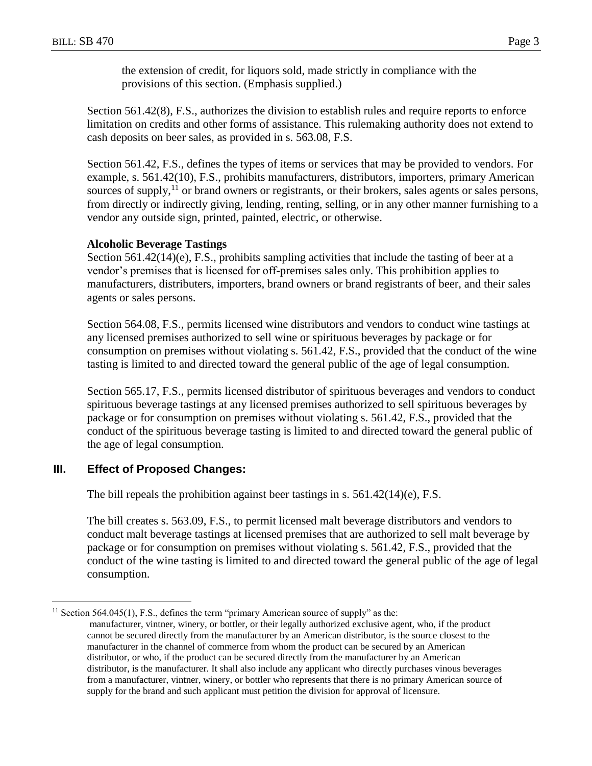the extension of credit, for liquors sold, made strictly in compliance with the provisions of this section. (Emphasis supplied.)

Section 561.42(8), F.S., authorizes the division to establish rules and require reports to enforce limitation on credits and other forms of assistance. This rulemaking authority does not extend to cash deposits on beer sales, as provided in s. 563.08, F.S.

Section 561.42, F.S., defines the types of items or services that may be provided to vendors. For example, s. 561.42(10), F.S., prohibits manufacturers, distributors, importers, primary American sources of supply,[11] or brand owners or registrants, or their brokers, sales agents or sales persons, from directly or indirectly giving, lending, renting, selling, or in any other manner furnishing to a vendor any outside sign, printed, painted, electric, or otherwise.

**Alcoholic Beverage Tastings**

Section 561.42(14)(e), F.S., prohibits sampling activities that include the tasting of beer at a vendor's premises that is licensed for off-premises sales only. This prohibition applies to manufacturers, distributers, importers, brand owners or brand registrants of beer, and their sales agents or sales persons.

Section 564.08, F.S., permits licensed wine distributors and vendors to conduct wine tastings at any licensed premises authorized to sell wine or spirituous beverages by package or for consumption on premises without violating s. 561.42, F.S., provided that the conduct of the wine tasting is limited to and directed toward the general public of the age of legal consumption.

Section 565.17, F.S., permits licensed distributor of spirituous beverages and vendors to conduct spirituous beverage tastings at any licensed premises authorized to sell spirituous beverages by package or for consumption on premises without violating s. 561.42, F.S., provided that the conduct of the spirituous beverage tasting is limited to and directed toward the general public of the age of legal consumption.

## III. Effect of Proposed Changes:

The bill repeals the prohibition against beer tastings in s. 561.42(14)(e), F.S.

The bill creates s. 563.09, F.S., to permit licensed malt beverage distributors and vendors to conduct malt beverage tastings at licensed premises that are authorized to sell malt beverage by package or for consumption on premises without violating s. 561.42, F.S., provided that the conduct of the wine tasting is limited to and directed toward the general public of the age of legal consumption.

---

[11] Section 564.045(1), F.S., defines the term "primary American source of supply" as the:

> manufacturer, vintner, winery, or bottler, or their legally authorized exclusive agent, who, if the product cannot be secured directly from the manufacturer by an American distributor, is the source closest to the manufacturer in the channel of commerce from whom the product can be secured by an American distributor, or who, if the product can be secured directly from the manufacturer by an American distributor, is the manufacturer. It shall also include any applicant who directly purchases vinous beverages from a manufacturer, vintner, winery, or bottler who represents that there is no primary American source of supply for the brand and such applicant must petition the division for approval of licensure.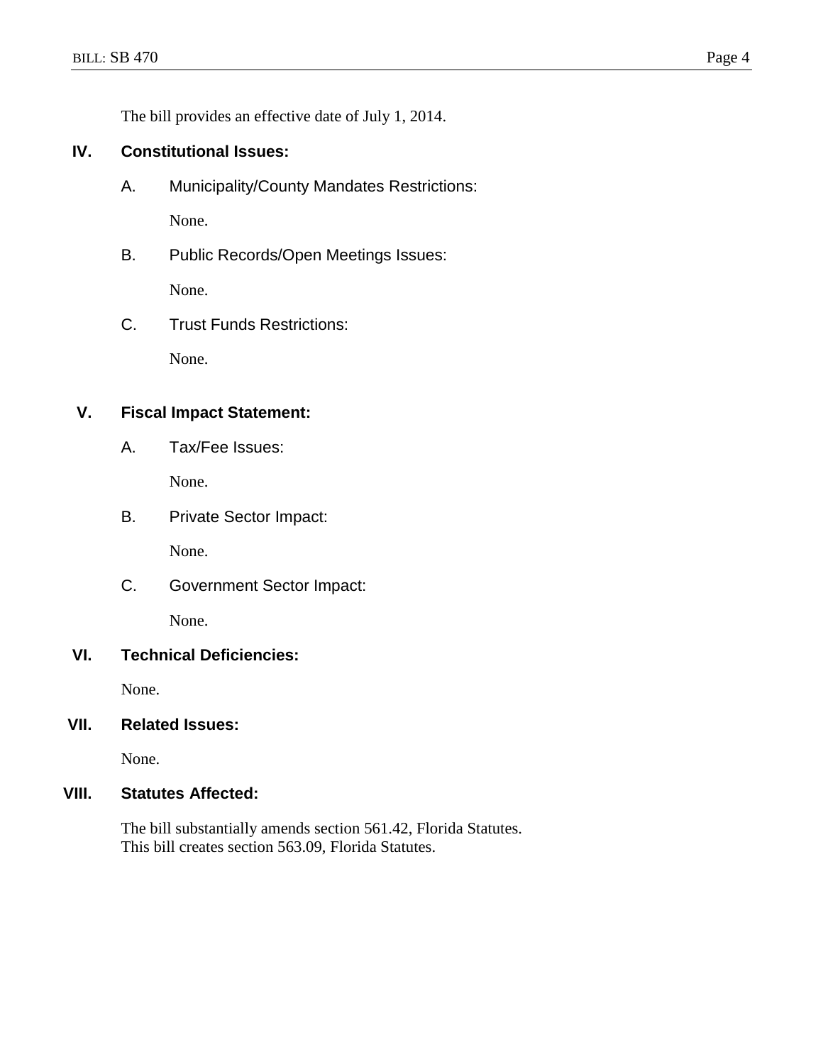The bill provides an effective date of July 1, 2014.

## IV. Constitutional Issues:

### A. Municipality/County Mandates Restrictions:

None.

### B. Public Records/Open Meetings Issues:

None.

### C. Trust Funds Restrictions:

None.

## V. Fiscal Impact Statement:

### A. Tax/Fee Issues:

None.

### B. Private Sector Impact:

None.

### C. Government Sector Impact:

None.

## VI. Technical Deficiencies:

None.

## VII. Related Issues:

None.

## VIII. Statutes Affected:

The bill substantially amends section 561.42, Florida Statutes.
This bill creates section 563.09, Florida Statutes.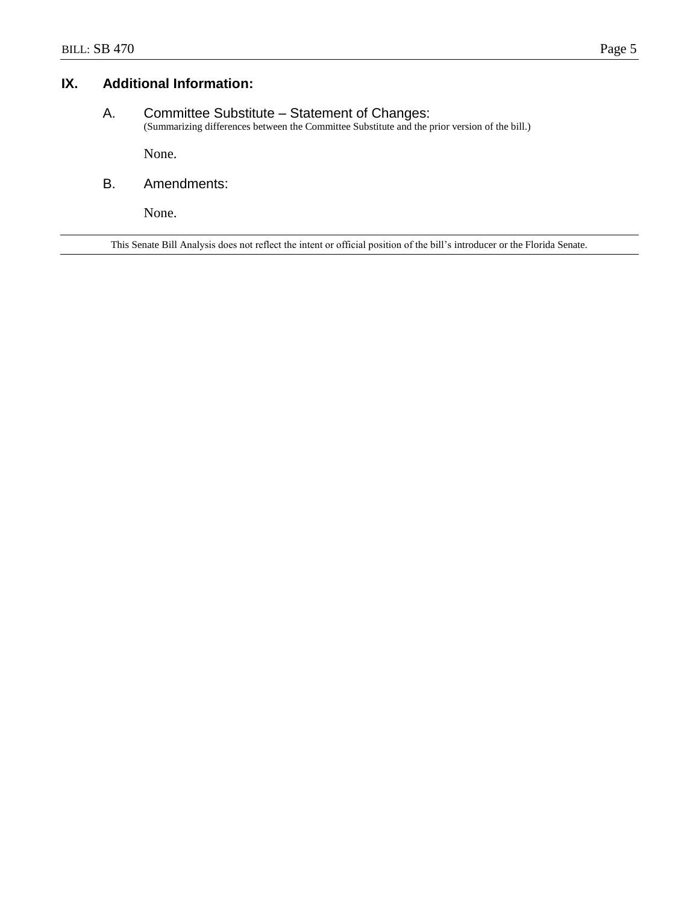## IX. Additional Information:

### A. Committee Substitute – Statement of Changes:

(Summarizing differences between the Committee Substitute and the prior version of the bill.)

None.

### B. Amendments:

None.

---

This Senate Bill Analysis does not reflect the intent or official position of the bill's introducer or the Florida Senate.